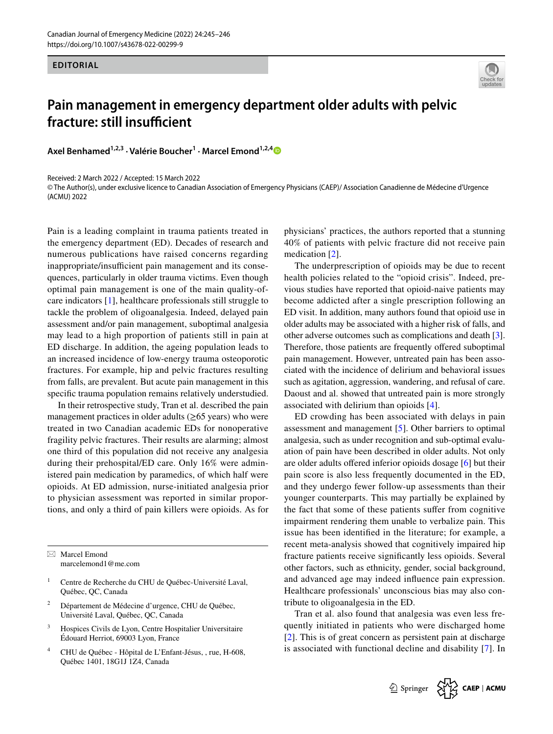EDITORIAL

# Pain management in emergency department older adults with pelvic fracture: still insufficient

**Axel Benhamed[1,2,3] · Valérie Boucher[1] · Marcel Emond[1,2,4]**

Received: 2 March 2022 / Accepted: 15 March 2022
© The Author(s), under exclusive licence to Canadian Association of Emergency Physicians (CAEP)/ Association Canadienne de Médecine d'Urgence (ACMU) 2022

Pain is a leading complaint in trauma patients treated in the emergency department (ED). Decades of research and numerous publications have raised concerns regarding inappropriate/insufficient pain management and its consequences, particularly in older trauma victims. Even though optimal pain management is one of the main quality-of-care indicators [1], healthcare professionals still struggle to tackle the problem of oligoanalgesia. Indeed, delayed pain assessment and/or pain management, suboptimal analgesia may lead to a high proportion of patients still in pain at ED discharge. In addition, the ageing population leads to an increased incidence of low-energy trauma osteoporotic fractures. For example, hip and pelvic fractures resulting from falls, are prevalent. But acute pain management in this specific trauma population remains relatively understudied.

In their retrospective study, Tran et al. described the pain management practices in older adults (≥65 years) who were treated in two Canadian academic EDs for nonoperative fragility pelvic fractures. Their results are alarming; almost one third of this population did not receive any analgesia during their prehospital/ED care. Only 16% were administered pain medication by paramedics, of which half were opioids. At ED admission, nurse-initiated analgesia prior to physician assessment was reported in similar proportions, and only a third of pain killers were opioids. As for physicians' practices, the authors reported that a stunning 40% of patients with pelvic fracture did not receive pain medication [2].

The underprescription of opioids may be due to recent health policies related to the "opioid crisis". Indeed, previous studies have reported that opioid-naive patients may become addicted after a single prescription following an ED visit. In addition, many authors found that opioid use in older adults may be associated with a higher risk of falls, and other adverse outcomes such as complications and death [3]. Therefore, those patients are frequently offered suboptimal pain management. However, untreated pain has been associated with the incidence of delirium and behavioral issues such as agitation, aggression, wandering, and refusal of care. Daoust and al. showed that untreated pain is more strongly associated with delirium than opioids [4].

ED crowding has been associated with delays in pain assessment and management [5]. Other barriers to optimal analgesia, such as under recognition and sub-optimal evaluation of pain have been described in older adults. Not only are older adults offered inferior opioids dosage [6] but their pain score is also less frequently documented in the ED, and they undergo fewer follow-up assessments than their younger counterparts. This may partially be explained by the fact that some of these patients suffer from cognitive impairment rendering them unable to verbalize pain. This issue has been identified in the literature; for example, a recent meta-analysis showed that cognitively impaired hip fracture patients receive significantly less opioids. Several other factors, such as ethnicity, gender, social background, and advanced age may indeed influence pain expression. Healthcare professionals' unconscious bias may also contribute to oligoanalgesia in the ED.

Tran et al. also found that analgesia was even less frequently initiated in patients who were discharged home [2]. This is of great concern as persistent pain at discharge is associated with functional decline and disability [7]. In

---

✉ Marcel Emond
marcelemond1@me.com

1. Centre de Recherche du CHU de Québec-Université Laval, Québec, QC, Canada
2. Département de Médecine d'urgence, CHU de Québec, Université Laval, Québec, QC, Canada
3. Hospices Civils de Lyon, Centre Hospitalier Universitaire Édouard Herriot, 69003 Lyon, France
4. CHU de Québec - Hôpital de L'Enfant-Jésus, , rue, H-608, Québec 1401, 18G1J 1Z4, Canada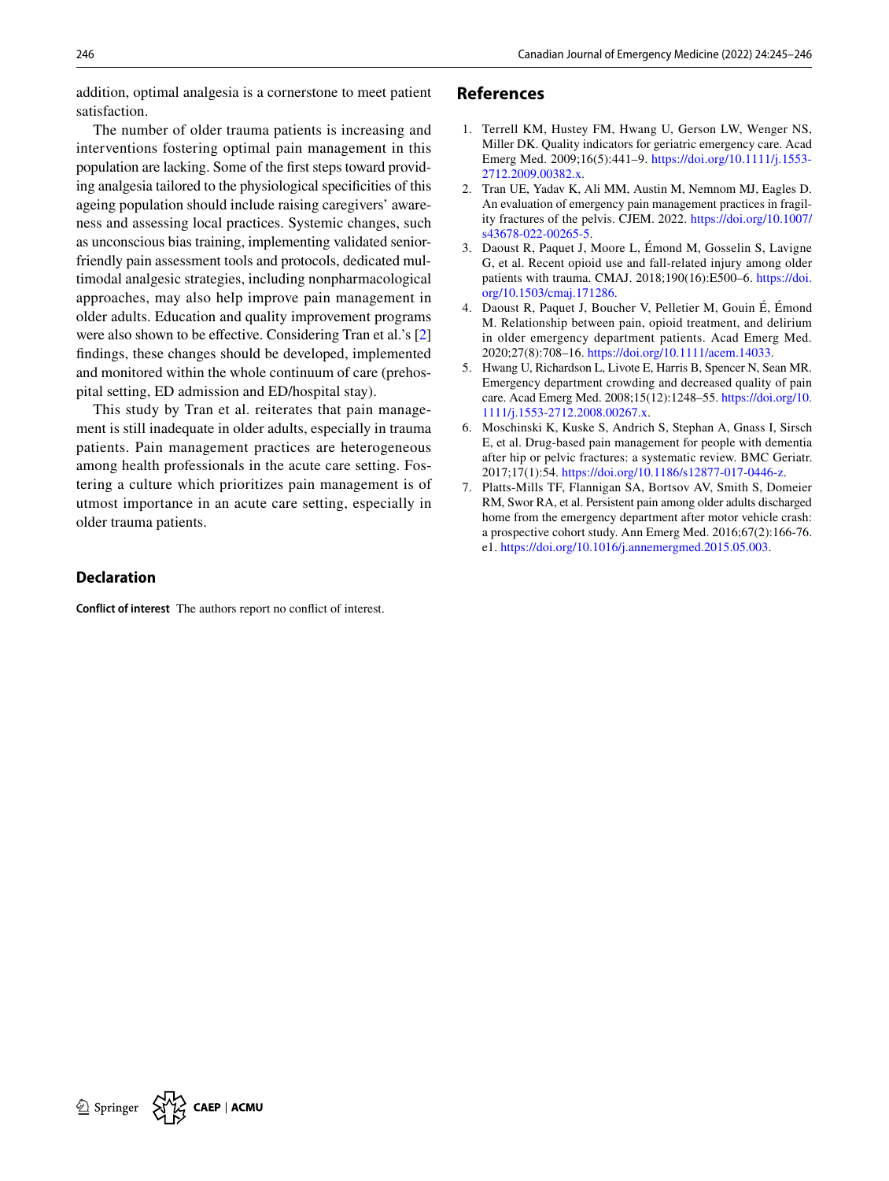addition, optimal analgesia is a cornerstone to meet patient satisfaction.

The number of older trauma patients is increasing and interventions fostering optimal pain management in this population are lacking. Some of the first steps toward providing analgesia tailored to the physiological specificities of this ageing population should include raising caregivers' awareness and assessing local practices. Systemic changes, such as unconscious bias training, implementing validated senior-friendly pain assessment tools and protocols, dedicated multimodal analgesic strategies, including nonpharmacological approaches, may also help improve pain management in older adults. Education and quality improvement programs were also shown to be effective. Considering Tran et al.'s [2] findings, these changes should be developed, implemented and monitored within the whole continuum of care (prehospital setting, ED admission and ED/hospital stay).

This study by Tran et al. reiterates that pain management is still inadequate in older adults, especially in trauma patients. Pain management practices are heterogeneous among health professionals in the acute care setting. Fostering a culture which prioritizes pain management is of utmost importance in an acute care setting, especially in older trauma patients.

## Declaration

**Conflict of interest** The authors report no conflict of interest.

## References

1. Terrell KM, Hustey FM, Hwang U, Gerson LW, Wenger NS, Miller DK. Quality indicators for geriatric emergency care. Acad Emerg Med. 2009;16(5):441–9. https://doi.org/10.1111/j.1553-2712.2009.00382.x.
2. Tran UE, Yadav K, Ali MM, Austin M, Nemnom MJ, Eagles D. An evaluation of emergency pain management practices in fragility fractures of the pelvis. CJEM. 2022. https://doi.org/10.1007/s43678-022-00265-5.
3. Daoust R, Paquet J, Moore L, Émond M, Gosselin S, Lavigne G, et al. Recent opioid use and fall-related injury among older patients with trauma. CMAJ. 2018;190(16):E500–6. https://doi.org/10.1503/cmaj.171286.
4. Daoust R, Paquet J, Boucher V, Pelletier M, Gouin É, Émond M. Relationship between pain, opioid treatment, and delirium in older emergency department patients. Acad Emerg Med. 2020;27(8):708–16. https://doi.org/10.1111/acem.14033.
5. Hwang U, Richardson L, Livote E, Harris B, Spencer N, Sean MR. Emergency department crowding and decreased quality of pain care. Acad Emerg Med. 2008;15(12):1248–55. https://doi.org/10.1111/j.1553-2712.2008.00267.x.
6. Moschinski K, Kuske S, Andrich S, Stephan A, Gnass I, Sirsch E, et al. Drug-based pain management for people with dementia after hip or pelvic fractures: a systematic review. BMC Geriatr. 2017;17(1):54. https://doi.org/10.1186/s12877-017-0446-z.
7. Platts-Mills TF, Flannigan SA, Bortsov AV, Smith S, Domeier RM, Swor RA, et al. Persistent pain among older adults discharged home from the emergency department after motor vehicle crash: a prospective cohort study. Ann Emerg Med. 2016;67(2):166-76.e1. https://doi.org/10.1016/j.annemergmed.2015.05.003.